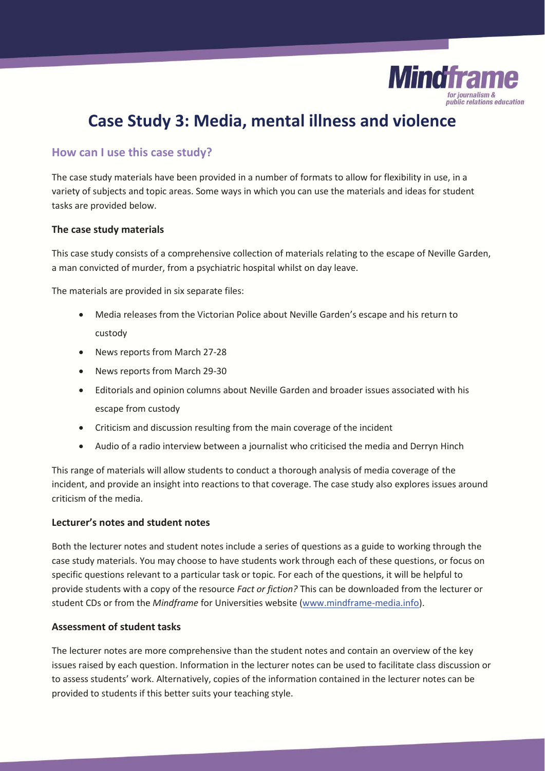# Case Study 3: Media, mental illness and violence

## How can I use this case study?

The case study materials have been provided in a number of formats to allow for flexibility in use, in a variety of subjects and topic areas. Some ways in which you can use the materials and ideas for student tasks are provided below.

### The case study materials

This case study consists of a comprehensive collection of materials relating to the escape of Neville Garden, a man convicted of murder, from a psychiatric hospital whilst on day leave.

The materials are provided in six separate files:

- Media releases from the Victorian Police about Neville Garden's escape and his return to custody
- News reports from March 27-28
- News reports from March 29-30
- Editorials and opinion columns about Neville Garden and broader issues associated with his escape from custody
- Criticism and discussion resulting from the main coverage of the incident
- Audio of a radio interview between a journalist who criticised the media and Derryn Hinch

This range of materials will allow students to conduct a thorough analysis of media coverage of the incident, and provide an insight into reactions to that coverage. The case study also explores issues around criticism of the media.

### Lecturer's notes and student notes

Both the lecturer notes and student notes include a series of questions as a guide to working through the case study materials. You may choose to have students work through each of these questions, or focus on specific questions relevant to a particular task or topic. For each of the questions, it will be helpful to provide students with a copy of the resource *Fact or fiction?* This can be downloaded from the lecturer or student CDs or from the *Mindframe* for Universities website (www.mindframe-media.info).

### Assessment of student tasks

The lecturer notes are more comprehensive than the student notes and contain an overview of the key issues raised by each question. Information in the lecturer notes can be used to facilitate class discussion or to assess students' work. Alternatively, copies of the information contained in the lecturer notes can be provided to students if this better suits your teaching style.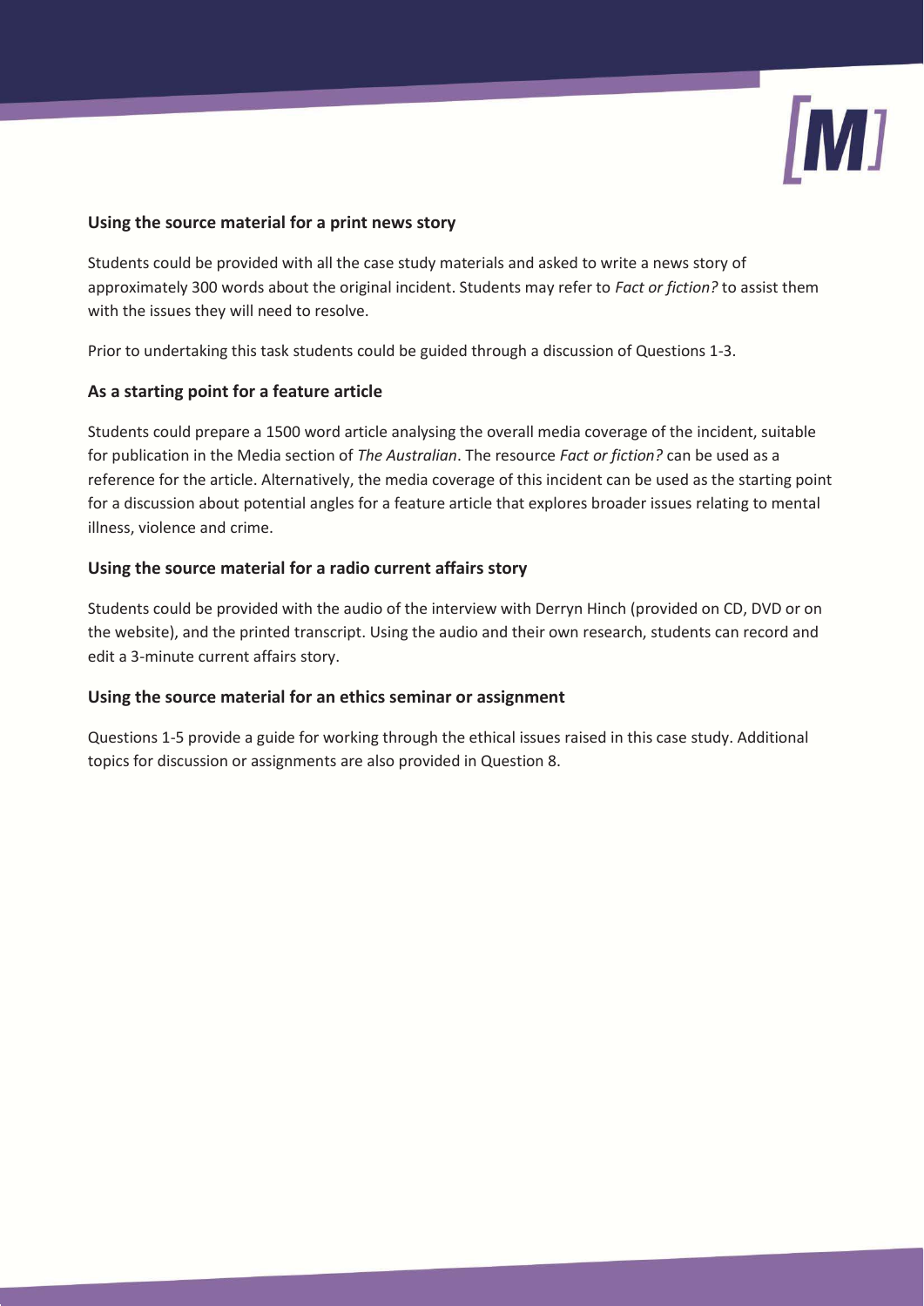### Using the source material for a print news story

Students could be provided with all the case study materials and asked to write a news story of approximately 300 words about the original incident. Students may refer to *Fact or fiction?* to assist them with the issues they will need to resolve.

Prior to undertaking this task students could be guided through a discussion of Questions 1-3.

### As a starting point for a feature article

Students could prepare a 1500 word article analysing the overall media coverage of the incident, suitable for publication in the Media section of *The Australian*. The resource *Fact or fiction?* can be used as a reference for the article. Alternatively, the media coverage of this incident can be used as the starting point for a discussion about potential angles for a feature article that explores broader issues relating to mental illness, violence and crime.

### Using the source material for a radio current affairs story

Students could be provided with the audio of the interview with Derryn Hinch (provided on CD, DVD or on the website), and the printed transcript. Using the audio and their own research, students can record and edit a 3-minute current affairs story.

### Using the source material for an ethics seminar or assignment

Questions 1-5 provide a guide for working through the ethical issues raised in this case study. Additional topics for discussion or assignments are also provided in Question 8.